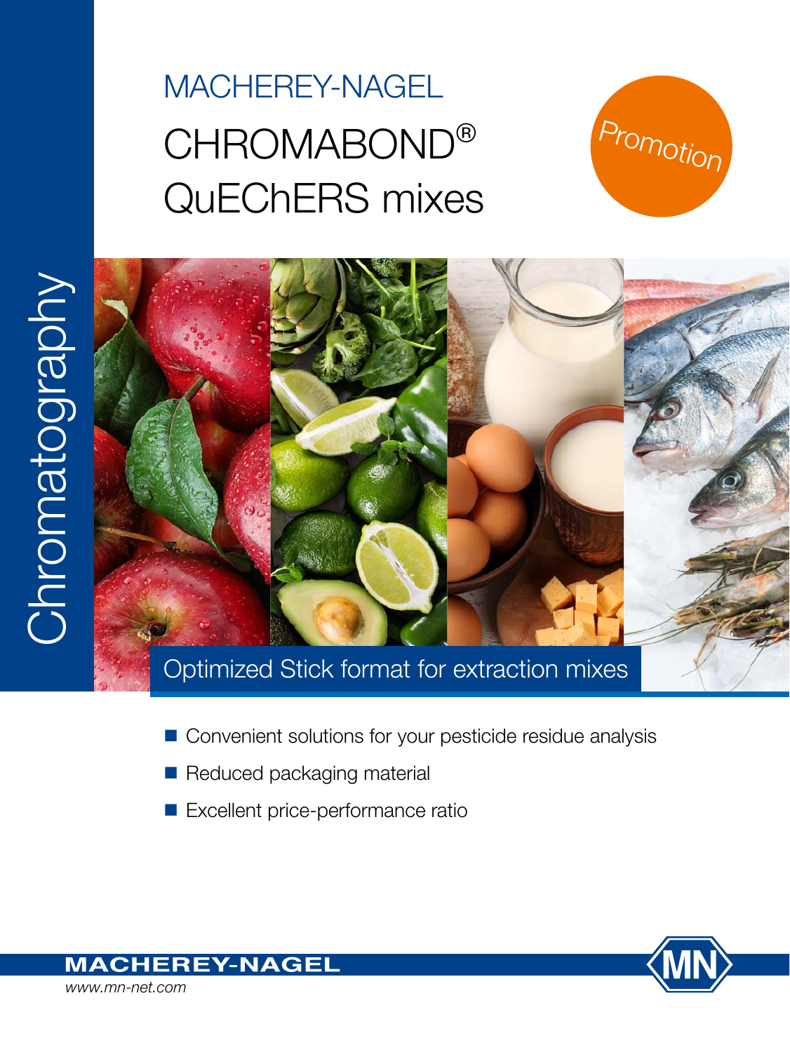Chromatography

MACHEREY-NAGEL

# CHROMABOND® QuEChERS mixes

Promotion

## Optimized Stick format for extraction mixes

- Convenient solutions for your pesticide residue analysis
- Reduced packaging material
- Excellent price-performance ratio

**MACHEREY-NAGEL**

*www.mn-net.com*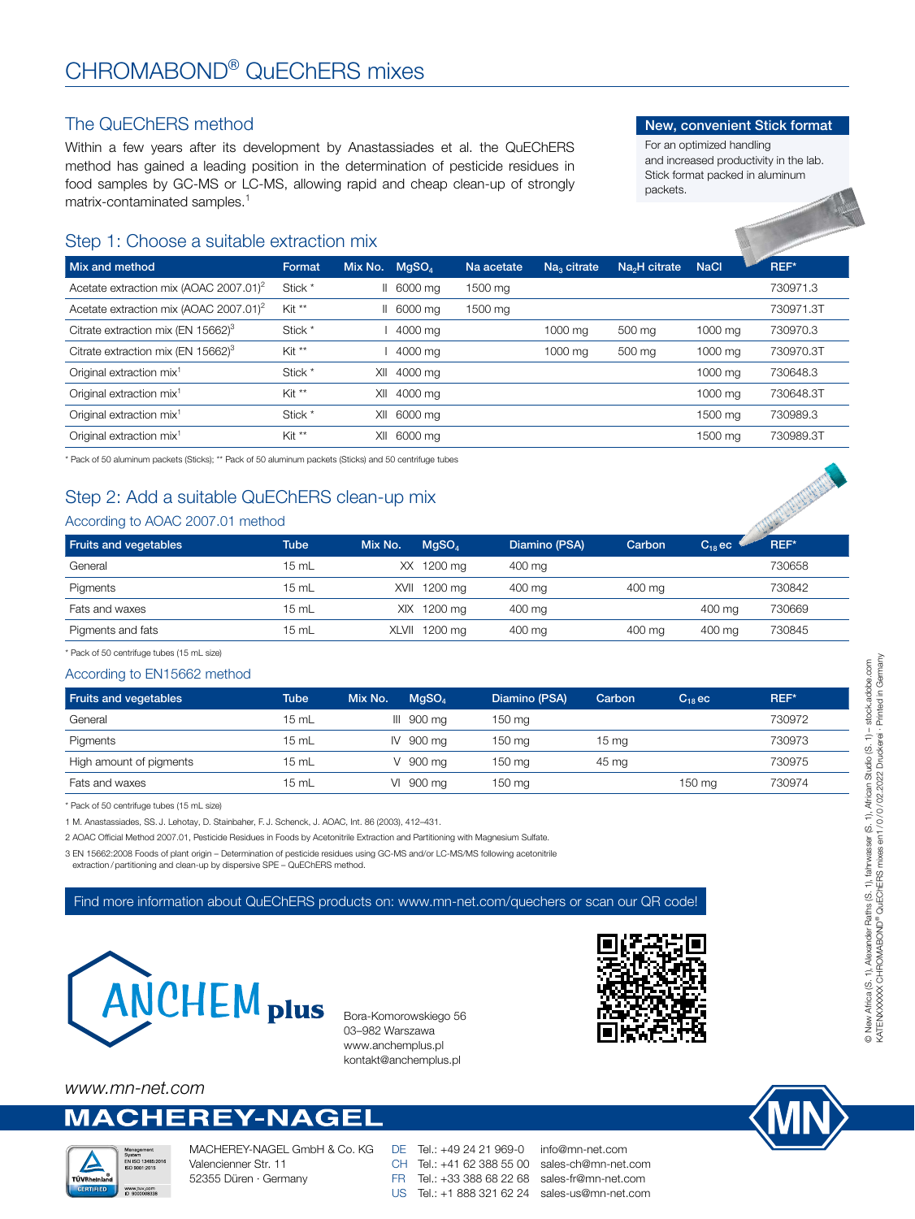# CHROMABOND® QuEChERS mixes

## The QuEChERS method

Within a few years after its development by Anastassiades et al. the QuEChERS method has gained a leading position in the determination of pesticide residues in food samples by GC-MS or LC-MS, allowing rapid and cheap clean-up of strongly matrix-contaminated samples.[1]

**New, convenient Stick format**

For an optimized handling and increased productivity in the lab. Stick format packed in aluminum packets.

## Step 1: Choose a suitable extraction mix

| Mix and method | Format | Mix No. | $MgSO_4$ | Na acetate | $Na_3$ citrate | $Na_2H$ citrate | NaCl | REF* |
|---|---|---|---|---|---|---|---|---|
| Acetate extraction mix (AOAC 2007.01)[2] | Stick * | II | 6000 mg | 1500 mg | | | | 730971.3 |
| Acetate extraction mix (AOAC 2007.01)[2] | Kit ** | II | 6000 mg | 1500 mg | | | | 730971.3T |
| Citrate extraction mix (EN 15662)[3] | Stick * | I | 4000 mg | | 1000 mg | 500 mg | 1000 mg | 730970.3 |
| Citrate extraction mix (EN 15662)[3] | Kit ** | I | 4000 mg | | 1000 mg | 500 mg | 1000 mg | 730970.3T |
| Original extraction mix[1] | Stick * | XII | 4000 mg | | | | 1000 mg | 730648.3 |
| Original extraction mix[1] | Kit ** | XII | 4000 mg | | | | 1000 mg | 730648.3T |
| Original extraction mix[1] | Stick * | XII | 6000 mg | | | | 1500 mg | 730989.3 |
| Original extraction mix[1] | Kit ** | XII | 6000 mg | | | | 1500 mg | 730989.3T |

* Pack of 50 aluminum packets (Sticks); ** Pack of 50 aluminum packets (Sticks) and 50 centrifuge tubes

## Step 2: Add a suitable QuEChERS clean-up mix

### According to AOAC 2007.01 method

| Fruits and vegetables | Tube | Mix No. | $MgSO_4$ | Diamino (PSA) | Carbon | $C_{18}$ ec | REF* |
|---|---|---|---|---|---|---|---|
| General | 15 mL | XX | 1200 mg | 400 mg | | | 730658 |
| Pigments | 15 mL | XVII | 1200 mg | 400 mg | 400 mg | | 730842 |
| Fats and waxes | 15 mL | XIX | 1200 mg | 400 mg | | 400 mg | 730669 |
| Pigments and fats | 15 mL | XLVII | 1200 mg | 400 mg | 400 mg | 400 mg | 730845 |

* Pack of 50 centrifuge tubes (15 mL size)

### According to EN15662 method

| Fruits and vegetables | Tube | Mix No. | $MgSO_4$ | Diamino (PSA) | Carbon | $C_{18}$ ec | REF* |
|---|---|---|---|---|---|---|---|
| General | 15 mL | III | 900 mg | 150 mg | | | 730972 |
| Pigments | 15 mL | IV | 900 mg | 150 mg | 15 mg | | 730973 |
| High amount of pigments | 15 mL | V | 900 mg | 150 mg | 45 mg | | 730975 |
| Fats and waxes | 15 mL | VI | 900 mg | 150 mg | | 150 mg | 730974 |

* Pack of 50 centrifuge tubes (15 mL size)

1 M. Anastassiades, SS. J. Lehotay, D. Stainbaher, F. J. Schenck, J. AOAC, Int. 86 (2003), 412–431.

2 AOAC Official Method 2007.01, Pesticide Residues in Foods by Acetonitrile Extraction and Partitioning with Magnesium Sulfate.

3 EN 15662:2008 Foods of plant origin – Determination of pesticide residues using GC-MS and/or LC-MS/MS following acetonitrile extraction / partitioning and clean-up by dispersive SPE – QuEChERS method.

Find more information about QuEChERS products on: www.mn-net.com/quechers or scan our QR code!

ANCHEM plus

Bora-Komorowskiego 56
03–982 Warszawa
www.anchemplus.pl
kontakt@anchemplus.pl

www.mn-net.com

**MACHEREY-NAGEL**

MACHEREY-NAGEL GmbH & Co. KG
Valencienner Str. 11
52355 Düren · Germany

DE Tel.: +49 24 21 969-0 info@mn-net.com
CH Tel.: +41 62 388 55 00 sales-ch@mn-net.com
FR Tel.: +33 388 68 22 68 sales-fr@mn-net.com
US Tel.: +1 888 321 62 24 sales-us@mn-net.com

© New Africa (S. 1), Alexander Raths (S. 1), fahrwasser (S. 1), African Studio (S. 1) – stock.adobe.com
KATENXXXXXX CHROMABOND® QuEChERS mixes en1 / 0 / 0 / 02.2022 Druckerei · Printed in Germany